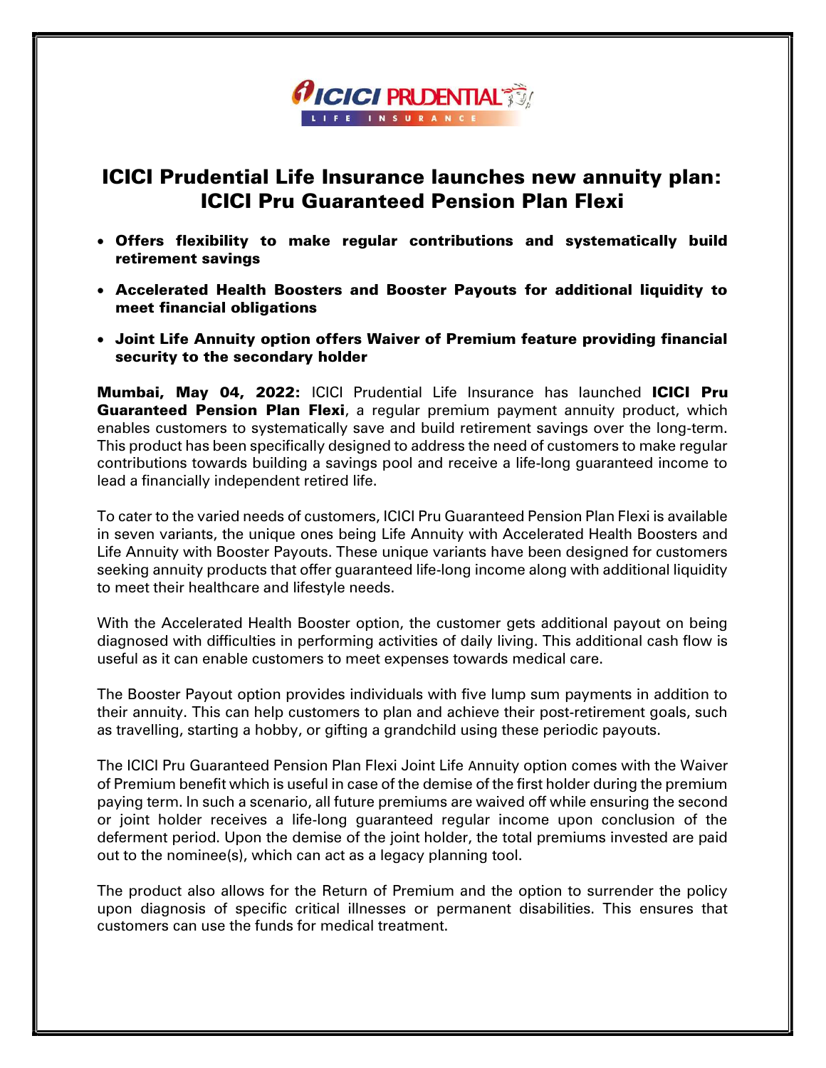# ICICI Prudential Life Insurance launches new annuity plan: ICICI Pru Guaranteed Pension Plan Flexi

- **Offers flexibility to make regular contributions and systematically build retirement savings**
- **Accelerated Health Boosters and Booster Payouts for additional liquidity to meet financial obligations**
- **Joint Life Annuity option offers Waiver of Premium feature providing financial security to the secondary holder**

**Mumbai, May 04, 2022:** ICICI Prudential Life Insurance has launched **ICICI Pru Guaranteed Pension Plan Flexi**, a regular premium payment annuity product, which enables customers to systematically save and build retirement savings over the long-term. This product has been specifically designed to address the need of customers to make regular contributions towards building a savings pool and receive a life-long guaranteed income to lead a financially independent retired life.

To cater to the varied needs of customers, ICICI Pru Guaranteed Pension Plan Flexi is available in seven variants, the unique ones being Life Annuity with Accelerated Health Boosters and Life Annuity with Booster Payouts. These unique variants have been designed for customers seeking annuity products that offer guaranteed life-long income along with additional liquidity to meet their healthcare and lifestyle needs.

With the Accelerated Health Booster option, the customer gets additional payout on being diagnosed with difficulties in performing activities of daily living. This additional cash flow is useful as it can enable customers to meet expenses towards medical care.

The Booster Payout option provides individuals with five lump sum payments in addition to their annuity. This can help customers to plan and achieve their post-retirement goals, such as travelling, starting a hobby, or gifting a grandchild using these periodic payouts.

The ICICI Pru Guaranteed Pension Plan Flexi Joint Life Annuity option comes with the Waiver of Premium benefit which is useful in case of the demise of the first holder during the premium paying term. In such a scenario, all future premiums are waived off while ensuring the second or joint holder receives a life-long guaranteed regular income upon conclusion of the deferment period. Upon the demise of the joint holder, the total premiums invested are paid out to the nominee(s), which can act as a legacy planning tool.

The product also allows for the Return of Premium and the option to surrender the policy upon diagnosis of specific critical illnesses or permanent disabilities. This ensures that customers can use the funds for medical treatment.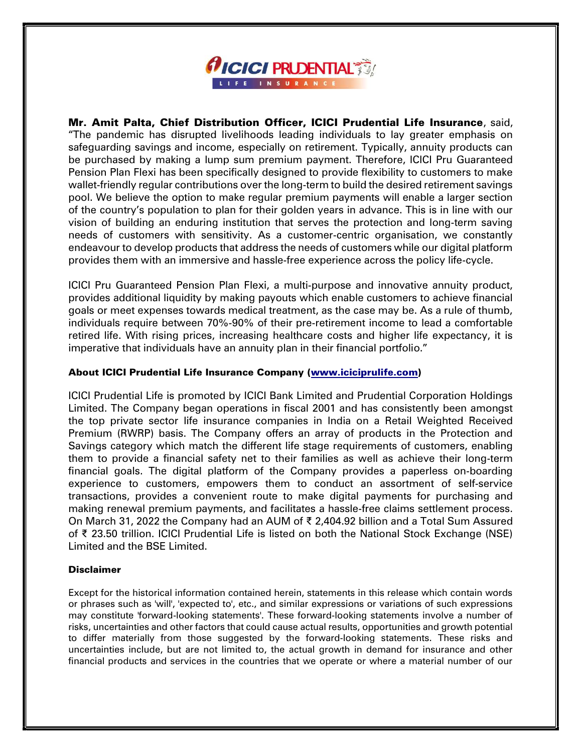**Mr. Amit Palta, Chief Distribution Officer, ICICI Prudential Life Insurance**, said, "The pandemic has disrupted livelihoods leading individuals to lay greater emphasis on safeguarding savings and income, especially on retirement. Typically, annuity products can be purchased by making a lump sum premium payment. Therefore, ICICI Pru Guaranteed Pension Plan Flexi has been specifically designed to provide flexibility to customers to make wallet-friendly regular contributions over the long-term to build the desired retirement savings pool. We believe the option to make regular premium payments will enable a larger section of the country's population to plan for their golden years in advance. This is in line with our vision of building an enduring institution that serves the protection and long-term saving needs of customers with sensitivity. As a customer-centric organisation, we constantly endeavour to develop products that address the needs of customers while our digital platform provides them with an immersive and hassle-free experience across the policy life-cycle.

ICICI Pru Guaranteed Pension Plan Flexi, a multi-purpose and innovative annuity product, provides additional liquidity by making payouts which enable customers to achieve financial goals or meet expenses towards medical treatment, as the case may be. As a rule of thumb, individuals require between 70%-90% of their pre-retirement income to lead a comfortable retired life. With rising prices, increasing healthcare costs and higher life expectancy, it is imperative that individuals have an annuity plan in their financial portfolio."

**About ICICI Prudential Life Insurance Company ([www.iciciprulife.com](http://www.iciciprulife.com))**

ICICI Prudential Life is promoted by ICICI Bank Limited and Prudential Corporation Holdings Limited. The Company began operations in fiscal 2001 and has consistently been amongst the top private sector life insurance companies in India on a Retail Weighted Received Premium (RWRP) basis. The Company offers an array of products in the Protection and Savings category which match the different life stage requirements of customers, enabling them to provide a financial safety net to their families as well as achieve their long-term financial goals. The digital platform of the Company provides a paperless on-boarding experience to customers, empowers them to conduct an assortment of self-service transactions, provides a convenient route to make digital payments for purchasing and making renewal premium payments, and facilitates a hassle-free claims settlement process. On March 31, 2022 the Company had an AUM of ₹ 2,404.92 billion and a Total Sum Assured of ₹ 23.50 trillion. ICICI Prudential Life is listed on both the National Stock Exchange (NSE) Limited and the BSE Limited.

**Disclaimer**

Except for the historical information contained herein, statements in this release which contain words or phrases such as 'will', 'expected to', etc., and similar expressions or variations of such expressions may constitute 'forward-looking statements'. These forward-looking statements involve a number of risks, uncertainties and other factors that could cause actual results, opportunities and growth potential to differ materially from those suggested by the forward-looking statements. These risks and uncertainties include, but are not limited to, the actual growth in demand for insurance and other financial products and services in the countries that we operate or where a material number of our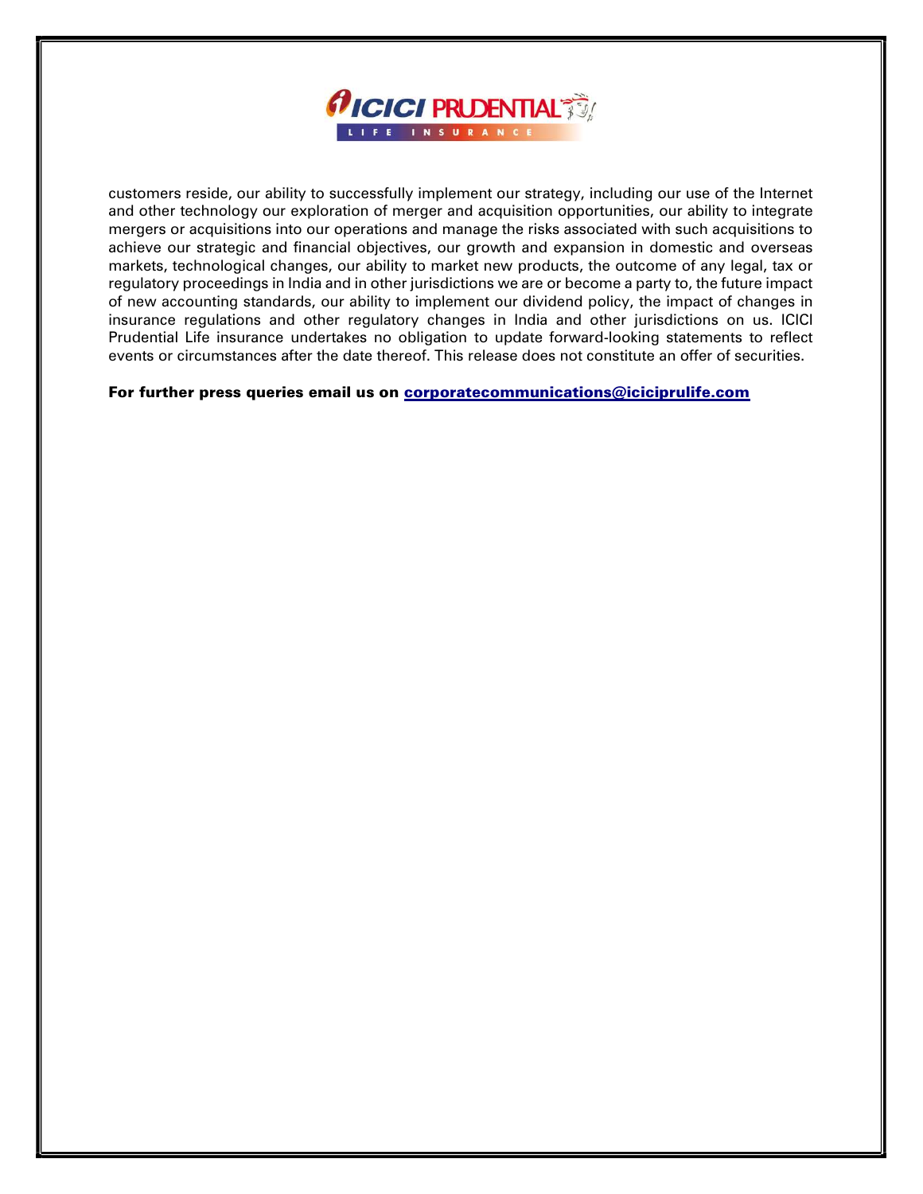customers reside, our ability to successfully implement our strategy, including our use of the Internet and other technology our exploration of merger and acquisition opportunities, our ability to integrate mergers or acquisitions into our operations and manage the risks associated with such acquisitions to achieve our strategic and financial objectives, our growth and expansion in domestic and overseas markets, technological changes, our ability to market new products, the outcome of any legal, tax or regulatory proceedings in India and in other jurisdictions we are or become a party to, the future impact of new accounting standards, our ability to implement our dividend policy, the impact of changes in insurance regulations and other regulatory changes in India and other jurisdictions on us. ICICI Prudential Life insurance undertakes no obligation to update forward-looking statements to reflect events or circumstances after the date thereof. This release does not constitute an offer of securities.

**For further press queries email us on [corporatecommunications@iciciprulife.com](mailto:corporatecommunications@iciciprulife.com)**